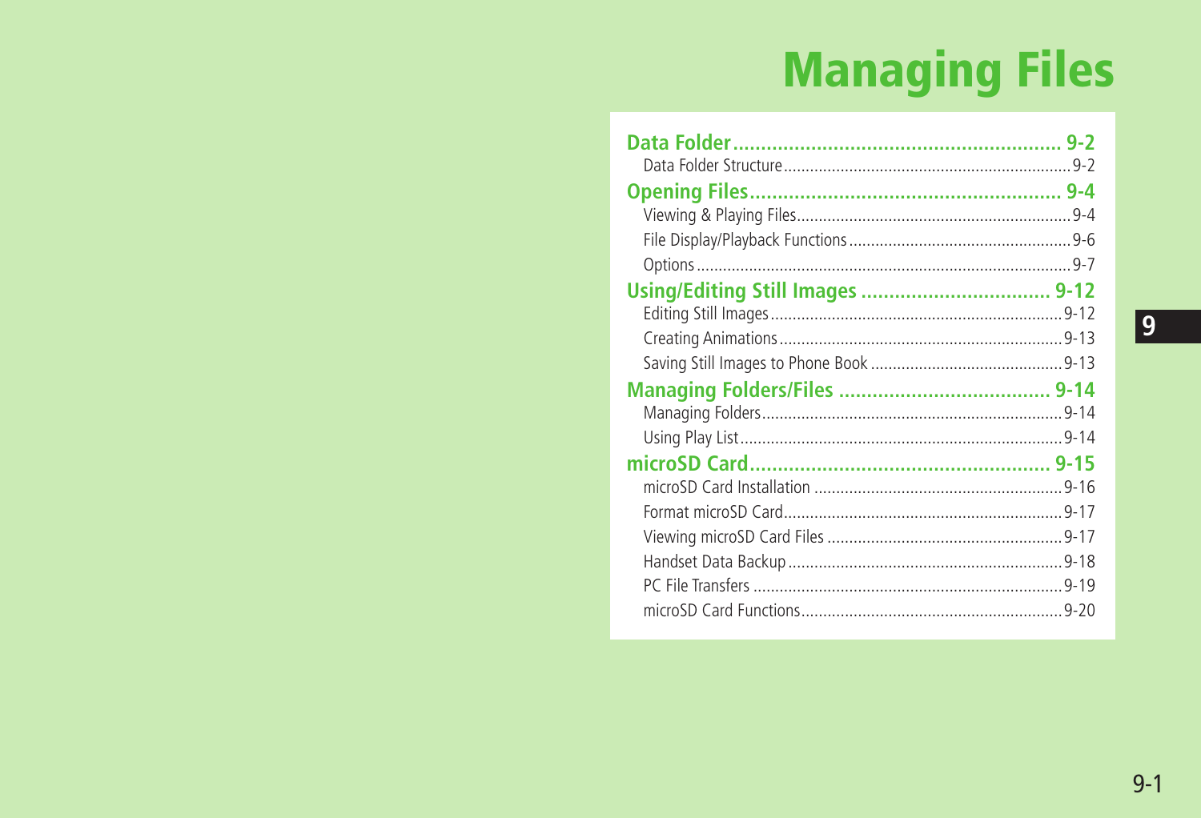# Managing Files

**Data Folder** .......................................................... **9-2**
- Data Folder Structure ................................................ 9-2

**Opening Files** ........................................................ **9-4**
- Viewing & Playing Files .............................................. 9-4
- File Display/Playback Functions ................................... 9-6
- Options .................................................................... 9-7

**Using/Editing Still Images** ................................. **9-12**
- Editing Still Images .................................................. 9-12
- Creating Animations ................................................ 9-13
- Saving Still Images to Phone Book ............................ 9-13

**Managing Folders/Files** ..................................... **9-14**
- Managing Folders .................................................... 9-14
- Using Play List ........................................................ 9-14

**microSD Card** ..................................................... **9-15**
- microSD Card Installation ......................................... 9-16
- Format microSD Card ................................................ 9-17
- Viewing microSD Card Files ...................................... 9-17
- Handset Data Backup .............................................. 9-18
- PC File Transfers ..................................................... 9-19
- microSD Card Functions ........................................... 9-20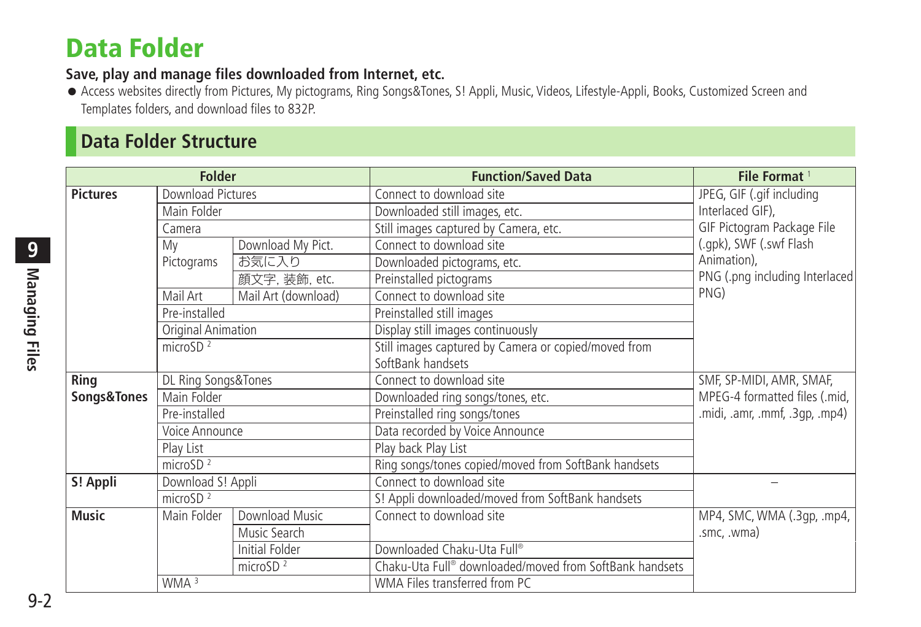# Data Folder

**Save, play and manage files downloaded from Internet, etc.**

- Access websites directly from Pictures, My pictograms, Ring Songs&Tones, S! Appli, Music, Videos, Lifestyle-Appli, Books, Customized Screen and Templates folders, and download files to 832P.

## Data Folder Structure

| Folder | | | Function/Saved Data | File Format [1] |
|---|---|---|---|---|
| **Pictures** | Download Pictures | | Connect to download site | JPEG, GIF (.gif including Interlaced GIF), GIF Pictogram Package File (.gpk), SWF (.swf Flash Animation), PNG (.png including Interlaced PNG) |
| | Main Folder | | Downloaded still images, etc. | |
| | Camera | | Still images captured by Camera, etc. | |
| | My Pictograms | Download My Pict. | Connect to download site | |
| | | お気に入り | Downloaded pictograms, etc. | |
| | | 顔文字, 装飾, etc. | Preinstalled pictograms | |
| | Mail Art | Mail Art (download) | Connect to download site | |
| | Pre-installed | | Preinstalled still images | |
| | Original Animation | | Display still images continuously | |
| | microSD [2] | | Still images captured by Camera or copied/moved from SoftBank handsets | |
| **Ring Songs&Tones** | DL Ring Songs&Tones | | Connect to download site | SMF, SP-MIDI, AMR, SMAF, MPEG-4 formatted files (.mid, .midi, .amr, .mmf, .3gp, .mp4) |
| | Main Folder | | Downloaded ring songs/tones, etc. | |
| | Pre-installed | | Preinstalled ring songs/tones | |
| | Voice Announce | | Data recorded by Voice Announce | |
| | Play List | | Play back Play List | |
| | microSD [2] | | Ring songs/tones copied/moved from SoftBank handsets | |
| **S! Appli** | Download S! Appli | | Connect to download site | – |
| | microSD [2] | | S! Appli downloaded/moved from SoftBank handsets | |
| **Music** | Main Folder | Download Music | Connect to download site | MP4, SMC, WMA (.3gp, .mp4, .smc, .wma) |
| | | Music Search | | |
| | | Initial Folder | Downloaded Chaku-Uta Full® | |
| | | microSD [2] | Chaku-Uta Full® downloaded/moved from SoftBank handsets | |
| | WMA [3] | | WMA Files transferred from PC | |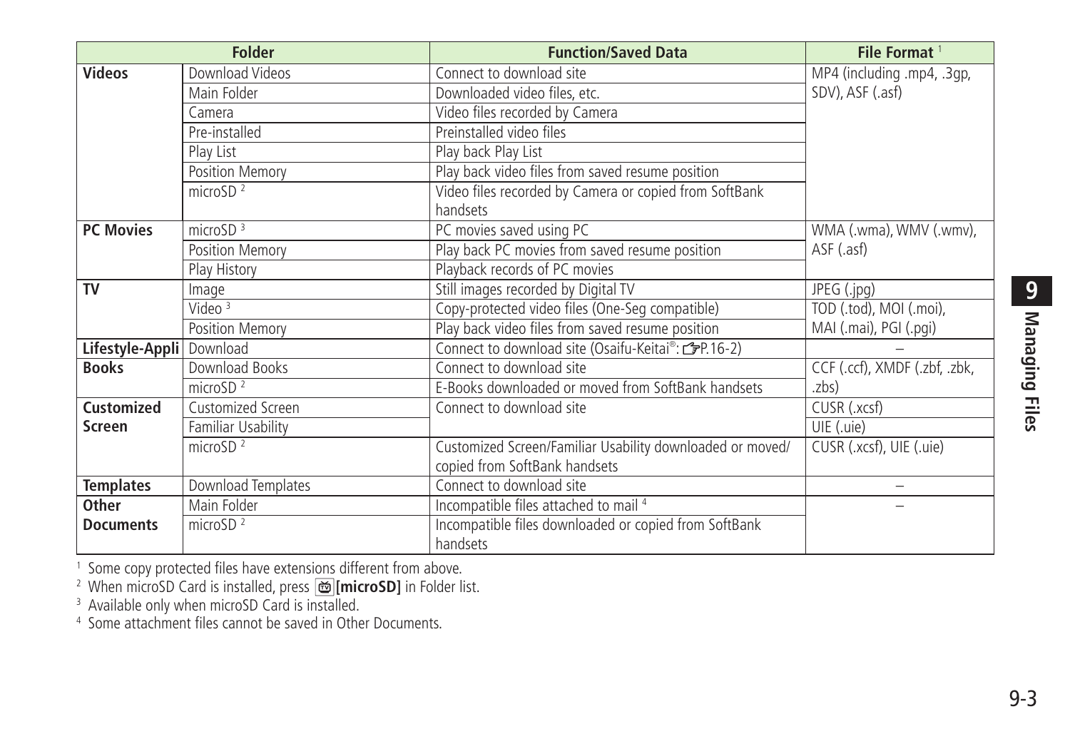| Folder | | Function/Saved Data | File Format [1] |
|---|---|---|---|
| **Videos** | Download Videos | Connect to download site | MP4 (including .mp4, .3gp, SDV), ASF (.asf) |
| | Main Folder | Downloaded video files, etc. | |
| | Camera | Video files recorded by Camera | |
| | Pre-installed | Preinstalled video files | |
| | Play List | Play back Play List | |
| | Position Memory | Play back video files from saved resume position | |
| | microSD [2] | Video files recorded by Camera or copied from SoftBank handsets | |
| **PC Movies** | microSD [3] | PC movies saved using PC | WMA (.wma), WMV (.wmv), ASF (.asf) |
| | Position Memory | Play back PC movies from saved resume position | |
| | Play History | Playback records of PC movies | |
| **TV** | Image | Still images recorded by Digital TV | JPEG (.jpg) |
| | Video [3] | Copy-protected video files (One-Seg compatible) | TOD (.tod), MOI (.moi), MAI (.mai), PGI (.pgi) |
| | Position Memory | Play back video files from saved resume position | |
| **Lifestyle-Appli** | Download | Connect to download site (Osaifu-Keitai®: ☞P.16-2) | – |
| **Books** | Download Books | Connect to download site | CCF (.ccf), XMDF (.zbf, .zbk, .zbs) |
| | microSD [2] | E-Books downloaded or moved from SoftBank handsets | |
| **Customized Screen** | Customized Screen | Connect to download site | CUSR (.xcsf) |
| | Familiar Usability | | UIE (.uie) |
| | microSD [2] | Customized Screen/Familiar Usability downloaded or moved/copied from SoftBank handsets | CUSR (.xcsf), UIE (.uie) |
| **Templates** | Download Templates | Connect to download site | – |
| **Other Documents** | Main Folder | Incompatible files attached to mail [4] | – |
| | microSD [2] | Incompatible files downloaded or copied from SoftBank handsets | |

[1] Some copy protected files have extensions different from above.

[2] When microSD Card is installed, press 📺 **[microSD]** in Folder list.

[3] Available only when microSD Card is installed.

[4] Some attachment files cannot be saved in Other Documents.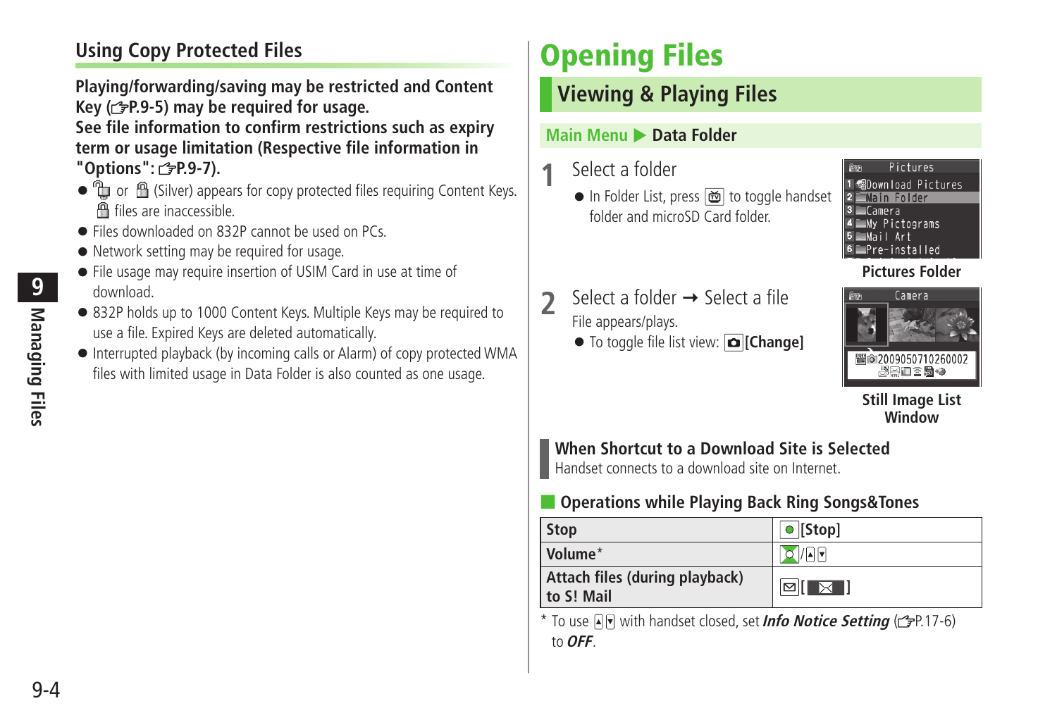## Using Copy Protected Files

**Playing/forwarding/saving may be restricted and Content Key (☞P.9-5) may be required for usage.**
**See file information to confirm restrictions such as expiry term or usage limitation (Respective file information in "Options": ☞P.9-7).**

- or (Silver) appears for copy protected files requiring Content Keys. files are inaccessible.
- Files downloaded on 832P cannot be used on PCs.
- Network setting may be required for usage.
- File usage may require insertion of USIM Card in use at time of download.
- 832P holds up to 1000 Content Keys. Multiple Keys may be required to use a file. Expired Keys are deleted automatically.
- Interrupted playback (by incoming calls or Alarm) of copy protected WMA files with limited usage in Data Folder is also counted as one usage.

# Opening Files

## Viewing & Playing Files

**Main Menu ▶ Data Folder**

**1** Select a folder

- In Folder List, press to toggle handset folder and microSD Card folder.

Pictures Folder

**2** Select a folder → Select a file

File appears/plays.

- To toggle file list view: **[Change]**

Still Image List Window

**When Shortcut to a Download Site is Selected**
Handset connects to a download site on Internet.

### ■ Operations while Playing Back Ring Songs&Tones

| | |
|---|---|
| **Stop** | **[Stop]** |
| **Volume*** | / |
| **Attach files (during playback) to S! Mail** | **[ ]** |

\* To use with handset closed, set ***Info Notice Setting*** (☞P.17-6) to ***OFF***.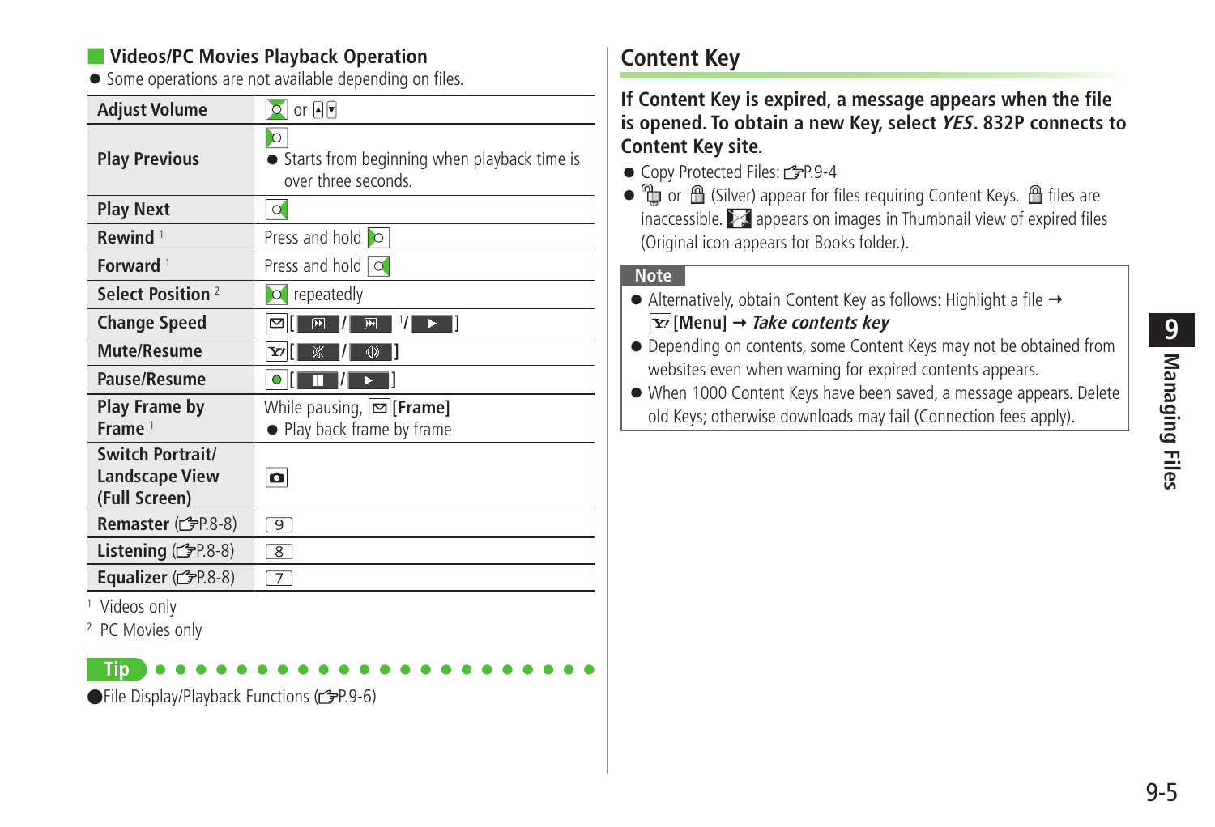## Videos/PC Movies Playback Operation

- Some operations are not available depending on files.

| | |
|---|---|
| **Adjust Volume** | or |
| **Play Previous** | ● Starts from beginning when playback time is over three seconds. |
| **Play Next** | |
| **Rewind** [1] | Press and hold |
| **Forward** [1] | Press and hold |
| **Select Position** [2] | repeatedly |
| **Change Speed** | [ / [1]/ ] |
| **Mute/Resume** | [ / ] |
| **Pause/Resume** | [ / ] |
| **Play Frame by Frame** [1] | While pausing, **[Frame]** ● Play back frame by frame |
| **Switch Portrait/ Landscape View (Full Screen)** | |
| **Remaster** (☞P.8-8) | 9 |
| **Listening** (☞P.8-8) | 8 |
| **Equalizer** (☞P.8-8) | 7 |

[1] Videos only

[2] PC Movies only

**Tip**

- File Display/Playback Functions (☞P.9-6)

## Content Key

**If Content Key is expired, a message appears when the file is opened. To obtain a new Key, select *YES*. 832P connects to Content Key site.**

- Copy Protected Files: ☞P.9-4
- or (Silver) appear for files requiring Content Keys. files are inaccessible. appears on images in Thumbnail view of expired files (Original icon appears for Books folder.).

**Note**

- Alternatively, obtain Content Key as follows: Highlight a file → **[Menu]** → ***Take contents key***
- Depending on contents, some Content Keys may not be obtained from websites even when warning for expired contents appears.
- When 1000 Content Keys have been saved, a message appears. Delete old Keys; otherwise downloads may fail (Connection fees apply).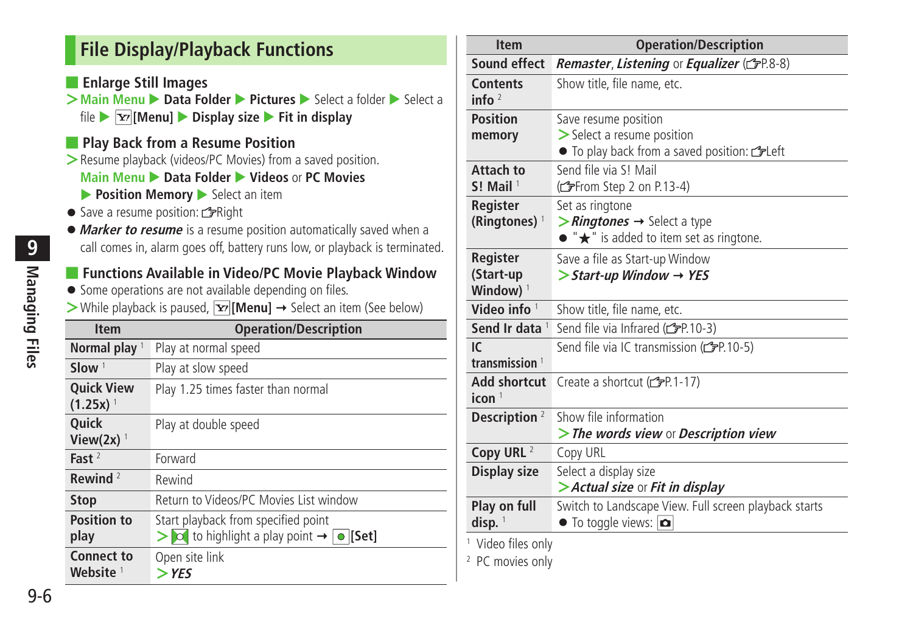## File Display/Playback Functions

### Enlarge Still Images

> **Main Menu** ▶ **Data Folder** ▶ **Pictures** ▶ Select a folder ▶ Select a file ▶ **[Menu]** ▶ **Display size** ▶ **Fit in display**

### Play Back from a Resume Position

> Resume playback (videos/PC Movies) from a saved position.
**Main Menu** ▶ **Data Folder** ▶ **Videos** or **PC Movies** ▶ **Position Memory** ▶ Select an item

- Save a resume position: ☞Right
- ***Marker to resume*** is a resume position automatically saved when a call comes in, alarm goes off, battery runs low, or playback is terminated.

### Functions Available in Video/PC Movie Playback Window

- Some operations are not available depending on files.

> While playback is paused, **[Menu]** → Select an item (See below)

| Item | Operation/Description |
|---|---|
| **Normal play** [1] | Play at normal speed |
| **Slow** [1] | Play at slow speed |
| **Quick View (1.25x)** [1] | Play 1.25 times faster than normal |
| **Quick View(2x)** [1] | Play at double speed |
| **Fast** [2] | Forward |
| **Rewind** [2] | Rewind |
| **Stop** | Return to Videos/PC Movies List window |
| **Position to play** | Start playback from specified point<br>> to highlight a play point → **[Set]** |
| **Connect to Website** [1] | Open site link<br>> ***YES*** |
| **Sound effect** | ***Remaster***, ***Listening*** or ***Equalizer*** (☞P.8-8) |
| **Contents info** [2] | Show title, file name, etc. |
| **Position memory** | Save resume position<br>> Select a resume position<br>● To play back from a saved position: ☞Left |
| **Attach to S! Mail** [1] | Send file via S! Mail<br>(☞From Step 2 on P.13-4) |
| **Register (Ringtones)** [1] | Set as ringtone<br>> ***Ringtones*** → Select a type<br>● "★" is added to item set as ringtone. |
| **Register (Start-up Window)** [1] | Save a file as Start-up Window<br>> ***Start-up Window*** → ***YES*** |
| **Video info** [1] | Show title, file name, etc. |
| **Send Ir data** [1] | Send file via Infrared (☞P.10-3) |
| **IC transmission** [1] | Send file via IC transmission (☞P.10-5) |
| **Add shortcut icon** [1] | Create a shortcut (☞P.1-17) |
| **Description** [2] | Show file information<br>> ***The words view*** or ***Description view*** |
| **Copy URL** [2] | Copy URL |
| **Display size** | Select a display size<br>> ***Actual size*** or ***Fit in display*** |
| **Play on full disp.** [1] | Switch to Landscape View. Full screen playback starts<br>● To toggle views: 📷 |

[1] Video files only

[2] PC movies only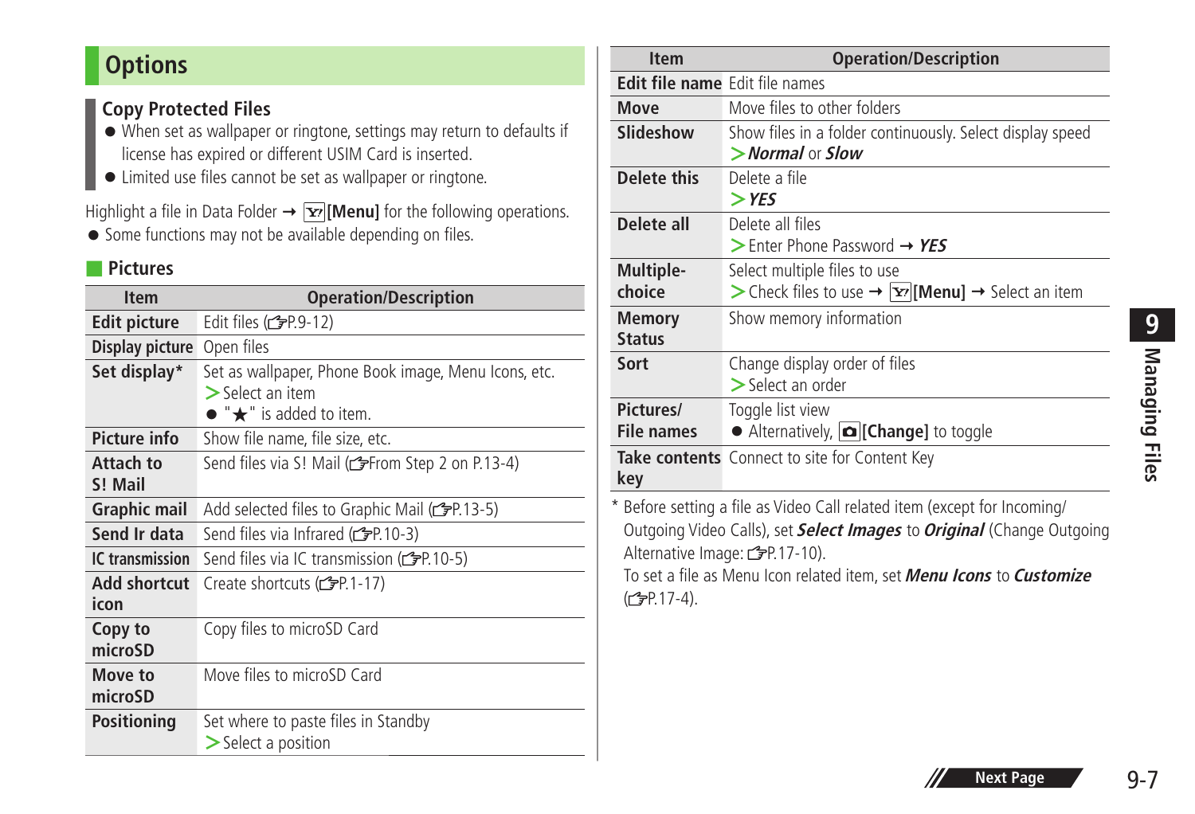## Options

### Copy Protected Files

- When set as wallpaper or ringtone, settings may return to defaults if license has expired or different USIM Card is inserted.
- Limited use files cannot be set as wallpaper or ringtone.

Highlight a file in Data Folder → [Menu] for the following operations.

- Some functions may not be available depending on files.

### Pictures

| Item | Operation/Description |
|---|---|
| **Edit picture** | Edit files (☞P.9-12) |
| **Display picture** | Open files |
| **Set display*** | Set as wallpaper, Phone Book image, Menu Icons, etc. > Select an item<br>● "★" is added to item. |
| **Picture info** | Show file name, file size, etc. |
| **Attach to S! Mail** | Send files via S! Mail (☞From Step 2 on P.13-4) |
| **Graphic mail** | Add selected files to Graphic Mail (☞P.13-5) |
| **Send Ir data** | Send files via Infrared (☞P.10-3) |
| **IC transmission** | Send files via IC transmission (☞P.10-5) |
| **Add shortcut icon** | Create shortcuts (☞P.1-17) |
| **Copy to microSD** | Copy files to microSD Card |
| **Move to microSD** | Move files to microSD Card |
| **Positioning** | Set where to paste files in Standby > Select a position |
| **Edit file name** | Edit file names |
| **Move** | Move files to other folders |
| **Slideshow** | Show files in a folder continuously. Select display speed > ***Normal*** or ***Slow*** |
| **Delete this** | Delete a file > ***YES*** |
| **Delete all** | Delete all files > Enter Phone Password → ***YES*** |
| **Multiple-choice** | Select multiple files to use > Check files to use → **[Menu]** → Select an item |
| **Memory Status** | Show memory information |
| **Sort** | Change display order of files > Select an order |
| **Pictures/ File names** | Toggle list view<br>● Alternatively, **[Change]** to toggle |
| **Take contents key** | Connect to site for Content Key |

\* Before setting a file as Video Call related item (except for Incoming/Outgoing Video Calls), set ***Select Images*** to ***Original*** (Change Outgoing Alternative Image: ☞P.17-10).
To set a file as Menu Icon related item, set ***Menu Icons*** to ***Customize*** (☞P.17-4).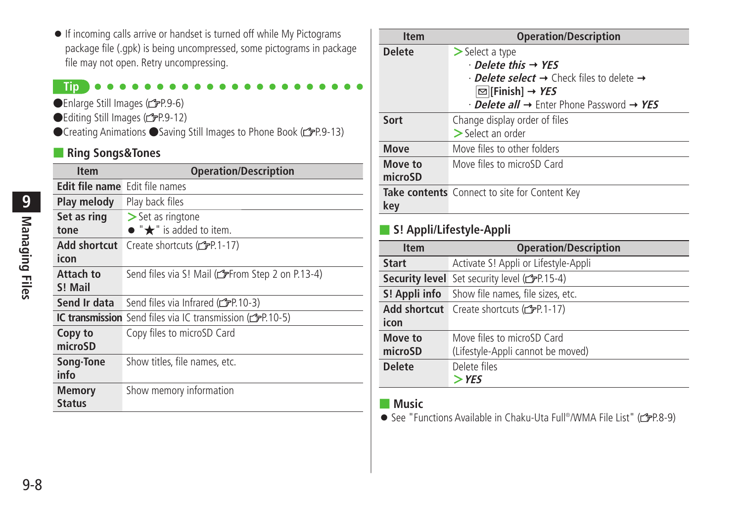- If incoming calls arrive or handset is turned off while My Pictograms package file (.gpk) is being uncompressed, some pictograms in package file may not open. Retry uncompressing.

**Tip**

- Enlarge Still Images (☞P.9-6)
- Editing Still Images (☞P.9-12)
- Creating Animations ●Saving Still Images to Phone Book (☞P.9-13)

## Ring Songs&Tones

| Item | Operation/Description |
|---|---|
| **Edit file name** | Edit file names |
| **Play melody** | Play back files |
| **Set as ring tone** | > Set as ringtone<br>● "★" is added to item. |
| **Add shortcut icon** | Create shortcuts (☞P.1-17) |
| **Attach to S! Mail** | Send files via S! Mail (☞From Step 2 on P.13-4) |
| **Send Ir data** | Send files via Infrared (☞P.10-3) |
| **IC transmission** | Send files via IC transmission (☞P.10-5) |
| **Copy to microSD** | Copy files to microSD Card |
| **Song·Tone info** | Show titles, file names, etc. |
| **Memory Status** | Show memory information |
| **Delete** | > Select a type<br>· ***Delete this*** → ***YES***<br>· ***Delete select*** → Check files to delete → [Finish] → ***YES***<br>· ***Delete all*** → Enter Phone Password → ***YES*** |
| **Sort** | Change display order of files<br>> Select an order |
| **Move** | Move files to other folders |
| **Move to microSD** | Move files to microSD Card |
| **Take contents key** | Connect to site for Content Key |

## S! Appli/Lifestyle-Appli

| Item | Operation/Description |
|---|---|
| **Start** | Activate S! Appli or Lifestyle-Appli |
| **Security level** | Set security level (☞P.15-4) |
| **S! Appli info** | Show file names, file sizes, etc. |
| **Add shortcut icon** | Create shortcuts (☞P.1-17) |
| **Move to microSD** | Move files to microSD Card<br>(Lifestyle-Appli cannot be moved) |
| **Delete** | Delete files<br>> ***YES*** |

## Music

- See "Functions Available in Chaku-Uta Full®/WMA File List" (☞P.8-9)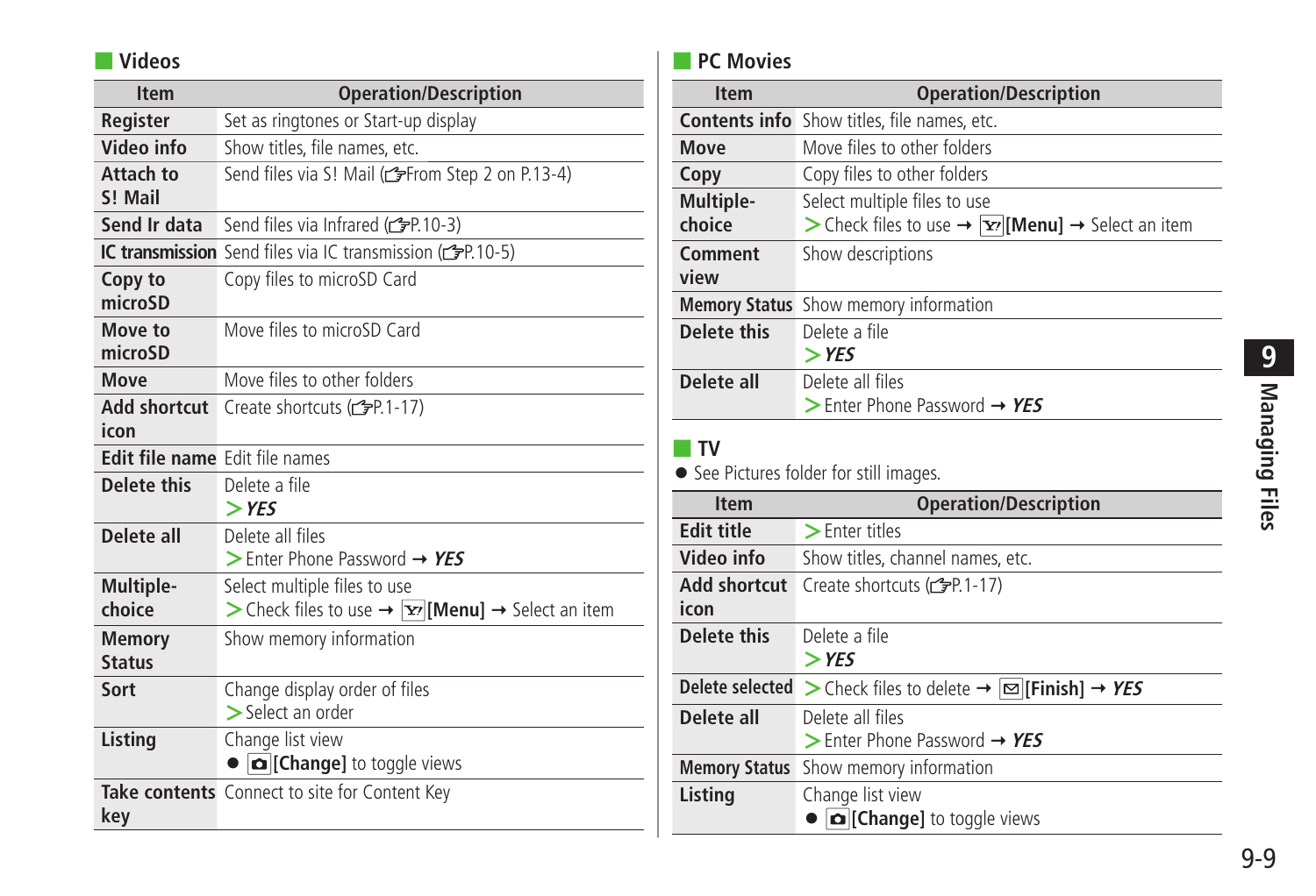## Videos

| Item | Operation/Description |
|---|---|
| Register | Set as ringtones or Start-up display |
| Video info | Show titles, file names, etc. |
| Attach to S! Mail | Send files via S! Mail (☞From Step 2 on P.13-4) |
| Send Ir data | Send files via Infrared (☞P.10-3) |
| IC transmission | Send files via IC transmission (☞P.10-5) |
| Copy to microSD | Copy files to microSD Card |
| Move to microSD | Move files to microSD Card |
| Move | Move files to other folders |
| Add shortcut icon | Create shortcuts (☞P.1-17) |
| Edit file name | Edit file names |
| Delete this | Delete a file<br>> ***YES*** |
| Delete all | Delete all files<br>> Enter Phone Password → ***YES*** |
| Multiple-choice | Select multiple files to use<br>> Check files to use → **[Menu]** → Select an item |
| Memory Status | Show memory information |
| Sort | Change display order of files<br>> Select an order |
| Listing | Change list view<br>● **[Change]** to toggle views |
| Take contents key | Connect to site for Content Key |

## PC Movies

| Item | Operation/Description |
|---|---|
| Contents info | Show titles, file names, etc. |
| Move | Move files to other folders |
| Copy | Copy files to other folders |
| Multiple-choice | Select multiple files to use<br>> Check files to use → **[Menu]** → Select an item |
| Comment view | Show descriptions |
| Memory Status | Show memory information |
| Delete this | Delete a file<br>> ***YES*** |
| Delete all | Delete all files<br>> Enter Phone Password → ***YES*** |

## TV

- See Pictures folder for still images.

| Item | Operation/Description |
|---|---|
| Edit title | > Enter titles |
| Video info | Show titles, channel names, etc. |
| Add shortcut icon | Create shortcuts (☞P.1-17) |
| Delete this | Delete a file<br>> ***YES*** |
| Delete selected | > Check files to delete → **[Finish]** → ***YES*** |
| Delete all | Delete all files<br>> Enter Phone Password → ***YES*** |
| Memory Status | Show memory information |
| Listing | Change list view<br>● **[Change]** to toggle views |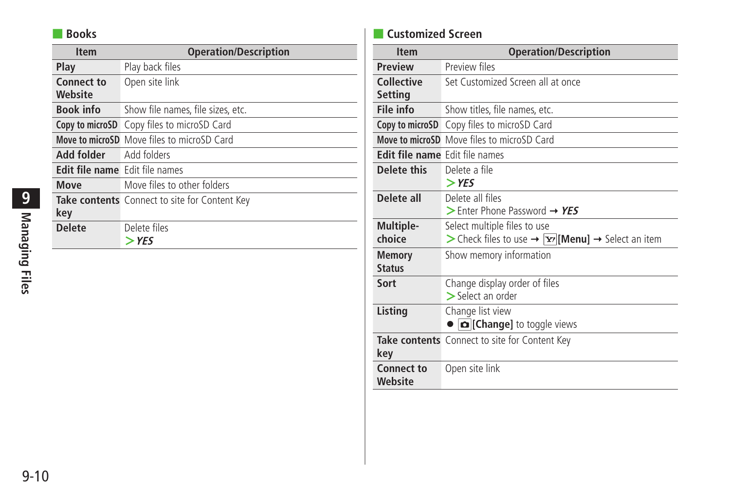## Books

| Item | Operation/Description |
|---|---|
| **Play** | Play back files |
| **Connect to Website** | Open site link |
| **Book info** | Show file names, file sizes, etc. |
| **Copy to microSD** | Copy files to microSD Card |
| **Move to microSD** | Move files to microSD Card |
| **Add folder** | Add folders |
| **Edit file name** | Edit file names |
| **Move** | Move files to other folders |
| **Take contents key** | Connect to site for Content Key |
| **Delete** | Delete files<br>> ***YES*** |

## Customized Screen

| Item | Operation/Description |
|---|---|
| **Preview** | Preview files |
| **Collective Setting** | Set Customized Screen all at once |
| **File info** | Show titles, file names, etc. |
| **Copy to microSD** | Copy files to microSD Card |
| **Move to microSD** | Move files to microSD Card |
| **Edit file name** | Edit file names |
| **Delete this** | Delete a file<br>> ***YES*** |
| **Delete all** | Delete all files<br>> Enter Phone Password → ***YES*** |
| **Multiple-choice** | Select multiple files to use<br>> Check files to use → Y! **[Menu]** → Select an item |
| **Memory Status** | Show memory information |
| **Sort** | Change display order of files<br>> Select an order |
| **Listing** | Change list view<br>● 📷 **[Change]** to toggle views |
| **Take contents key** | Connect to site for Content Key |
| **Connect to Website** | Open site link |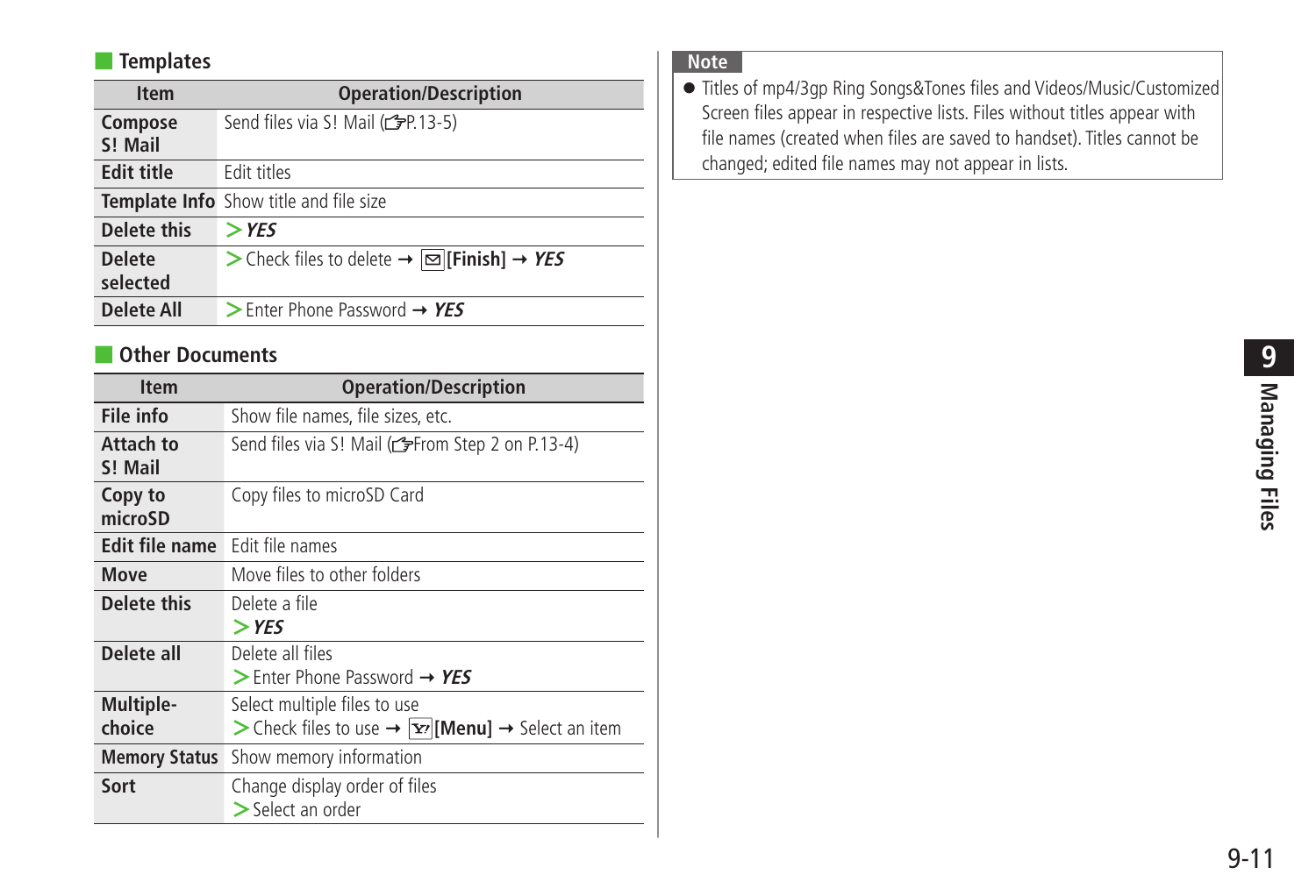## Templates

| Item | Operation/Description |
|---|---|
| **Compose S! Mail** | Send files via S! Mail (☞P.13-5) |
| **Edit title** | Edit titles |
| **Template Info** | Show title and file size |
| **Delete this** | > ***YES*** |
| **Delete selected** | > Check files to delete → [✉][**Finish**] → ***YES*** |
| **Delete All** | > Enter Phone Password → ***YES*** |

## Other Documents

| Item | Operation/Description |
|---|---|
| **File info** | Show file names, file sizes, etc. |
| **Attach to S! Mail** | Send files via S! Mail (☞From Step 2 on P.13-4) |
| **Copy to microSD** | Copy files to microSD Card |
| **Edit file name** | Edit file names |
| **Move** | Move files to other folders |
| **Delete this** | Delete a file<br>> ***YES*** |
| **Delete all** | Delete all files<br>> Enter Phone Password → ***YES*** |
| **Multiple-choice** | Select multiple files to use<br>> Check files to use → [Y!][**Menu**] → Select an item |
| **Memory Status** | Show memory information |
| **Sort** | Change display order of files<br>> Select an order |

**Note**

- Titles of mp4/3gp Ring Songs&Tones files and Videos/Music/Customized Screen files appear in respective lists. Files without titles appear with file names (created when files are saved to handset). Titles cannot be changed; edited file names may not appear in lists.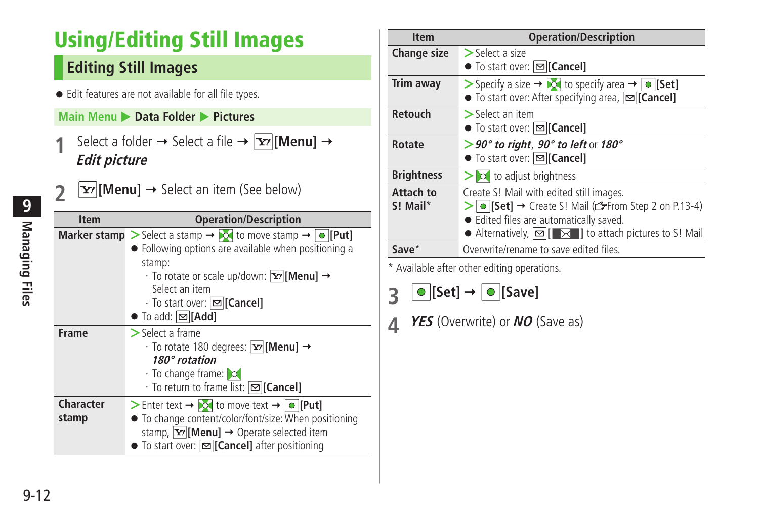# Using/Editing Still Images

## Editing Still Images

- Edit features are not available for all file types.

**Main Menu ▶ Data Folder ▶ Pictures**

**1** Select a folder → Select a file → [Menu] → ***Edit picture***

**2** [Menu] → Select an item (See below)

| Item | Operation/Description |
|---|---|
| **Marker stamp** | > Select a stamp → to move stamp → [Put]<br>● Following options are available when positioning a stamp:<br>· To rotate or scale up/down: [Menu] → Select an item<br>· To start over: [Cancel]<br>● To add: [Add] |
| **Frame** | > Select a frame<br>· To rotate 180 degrees: [Menu] → ***180° rotation***<br>· To change frame:<br>· To return to frame list: [Cancel] |
| **Character stamp** | > Enter text → to move text → [Put]<br>● To change content/color/font/size: When positioning stamp, [Menu] → Operate selected item<br>● To start over: [Cancel] after positioning |
| **Change size** | > Select a size<br>● To start over: [Cancel] |
| **Trim away** | > Specify a size → to specify area → [Set]<br>● To start over: After specifying area, [Cancel] |
| **Retouch** | > Select an item<br>● To start over: [Cancel] |
| **Rotate** | > ***90° to right***, ***90° to left*** or ***180°***<br>● To start over: [Cancel] |
| **Brightness** | > to adjust brightness |
| **Attach to S! Mail*** | Create S! Mail with edited still images.<br>> [Set] → Create S! Mail (☞From Step 2 on P.13-4)<br>● Edited files are automatically saved.<br>● Alternatively, [ ] to attach pictures to S! Mail |
| **Save*** | Overwrite/rename to save edited files. |

\* Available after other editing operations.

**3** [Set] → [Save]

**4** ***YES*** (Overwrite) or ***NO*** (Save as)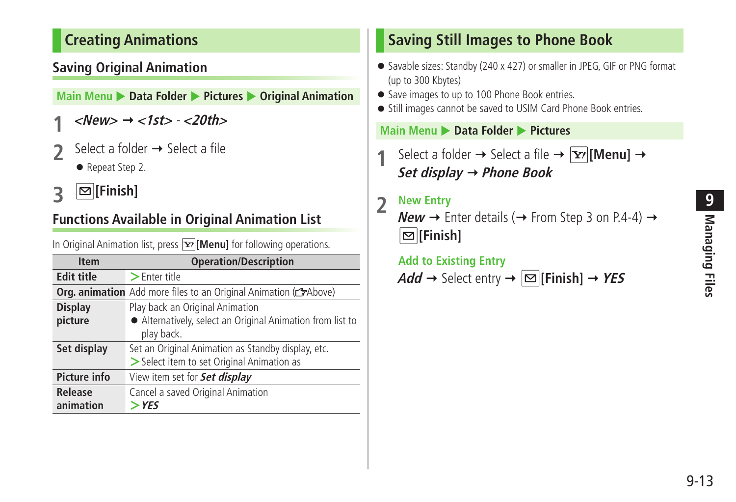## Creating Animations

### Saving Original Animation

Main Menu ▶ **Data Folder** ▶ **Pictures** ▶ **Original Animation**

1 ***<New>*** ➞ ***<1st>*** - ***<20th>***

2 Select a folder ➞ Select a file

- Repeat Step 2.

3 **[Finish]**

### Functions Available in Original Animation List

In Original Animation list, press **[Menu]** for following operations.

| Item | Operation/Description |
|---|---|
| **Edit title** | > Enter title |
| **Org. animation** | Add more files to an Original Animation (☞Above) |
| **Display picture** | Play back an Original Animation<br>● Alternatively, select an Original Animation from list to play back. |
| **Set display** | Set an Original Animation as Standby display, etc.<br>> Select item to set Original Animation as |
| **Picture info** | View item set for ***Set display*** |
| **Release animation** | Cancel a saved Original Animation<br>> ***YES*** |

## Saving Still Images to Phone Book

- Savable sizes: Standby (240 x 427) or smaller in JPEG, GIF or PNG format (up to 300 Kbytes)
- Save images to up to 100 Phone Book entries.
- Still images cannot be saved to USIM Card Phone Book entries.

Main Menu ▶ **Data Folder** ▶ **Pictures**

1 Select a folder ➞ Select a file ➞ **[Menu]** ➞ ***Set display*** ➞ ***Phone Book***

2 **New Entry**

***New*** ➞ Enter details (➞ From Step 3 on P.4-4) ➞ **[Finish]**

**Add to Existing Entry**

***Add*** ➞ Select entry ➞ **[Finish]** ➞ ***YES***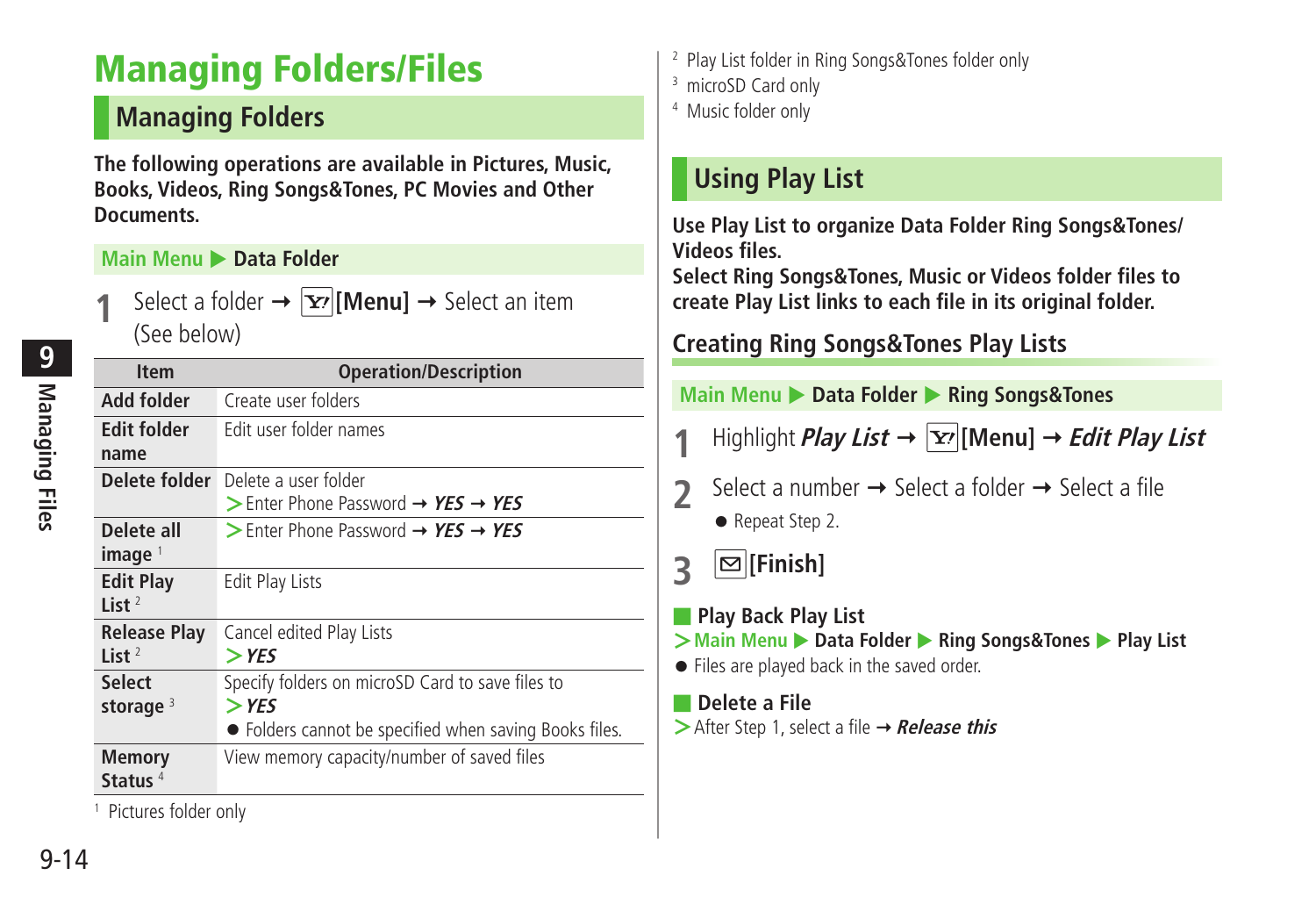# Managing Folders/Files

## Managing Folders

**The following operations are available in Pictures, Music, Books, Videos, Ring Songs&Tones, PC Movies and Other Documents.**

**Main Menu ▶ Data Folder**

**1** Select a folder → [Menu] → Select an item (See below)

| Item | Operation/Description |
|---|---|
| **Add folder** | Create user folders |
| **Edit folder name** | Edit user folder names |
| **Delete folder** | Delete a user folder<br>> Enter Phone Password → ***YES*** → ***YES*** |
| **Delete all image** [1] | > Enter Phone Password → ***YES*** → ***YES*** |
| **Edit Play List** [2] | Edit Play Lists |
| **Release Play List** [2] | Cancel edited Play Lists<br>> ***YES*** |
| **Select storage** [3] | Specify folders on microSD Card to save files to<br>> ***YES***<br>● Folders cannot be specified when saving Books files. |
| **Memory Status** [4] | View memory capacity/number of saved files |

[1] Pictures folder only
[2] Play List folder in Ring Songs&Tones folder only
[3] microSD Card only
[4] Music folder only

## Using Play List

**Use Play List to organize Data Folder Ring Songs&Tones/ Videos files.**
**Select Ring Songs&Tones, Music or Videos folder files to create Play List links to each file in its original folder.**

### Creating Ring Songs&Tones Play Lists

**Main Menu ▶ Data Folder ▶ Ring Songs&Tones**

**1** Highlight ***Play List*** → [Menu] → ***Edit Play List***

**2** Select a number → Select a folder → Select a file
- Repeat Step 2.

**3** [Finish]

**Play Back Play List**

> Main Menu ▶ Data Folder ▶ Ring Songs&Tones ▶ Play List

- Files are played back in the saved order.

**Delete a File**

> After Step 1, select a file → ***Release this***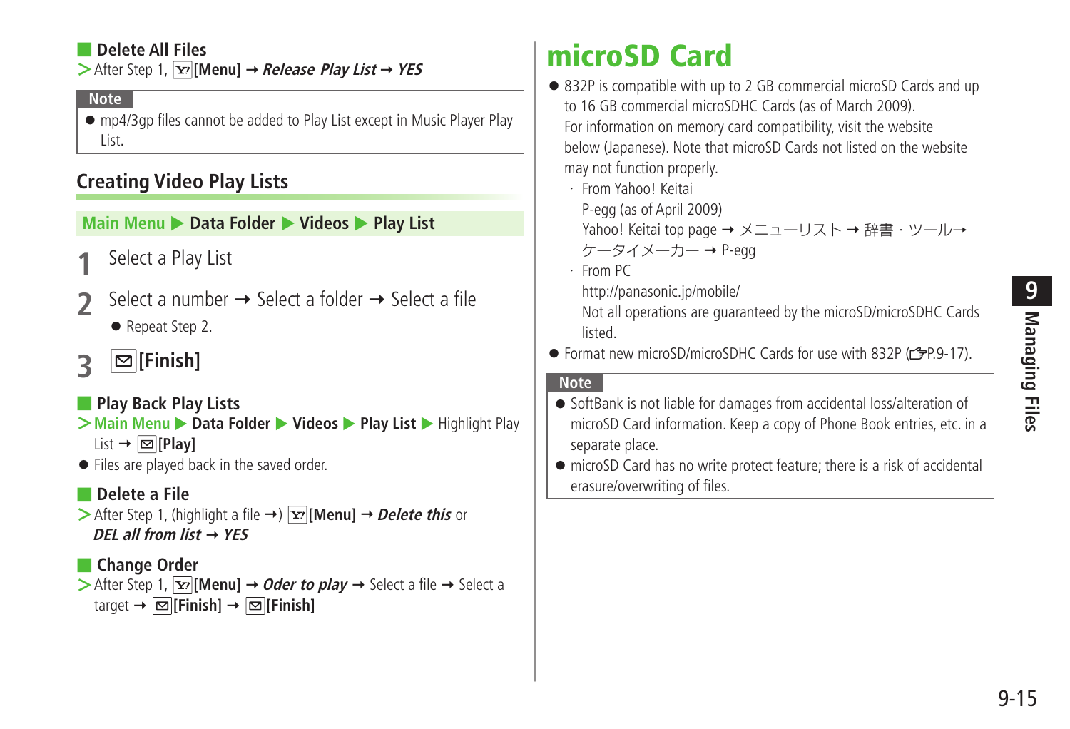■ **Delete All Files**

> After Step 1, [Y!] **[Menu]** → ***Release Play List*** → ***YES***

**Note**

- mp4/3gp files cannot be added to Play List except in Music Player Play List.

## Creating Video Play Lists

**Main Menu ▶ Data Folder ▶ Videos ▶ Play List**

1. Select a Play List
2. Select a number → Select a folder → Select a file
   - Repeat Step 2.
3. [✉] **[Finish]**

■ **Play Back Play Lists**

> **Main Menu ▶ Data Folder ▶ Videos ▶ Play List ▶** Highlight Play List → [✉] **[Play]**

- Files are played back in the saved order.

■ **Delete a File**

> After Step 1, (highlight a file →) [Y!] **[Menu]** → ***Delete this*** or ***DEL all from list*** → ***YES***

■ **Change Order**

> After Step 1, [Y!] **[Menu]** → ***Oder to play*** → Select a file → Select a target → [✉] **[Finish]** → [✉] **[Finish]**

# microSD Card

- 832P is compatible with up to 2 GB commercial microSD Cards and up to 16 GB commercial microSDHC Cards (as of March 2009).
  For information on memory card compatibility, visit the website below (Japanese). Note that microSD Cards not listed on the website may not function properly.
  - From Yahoo! Keitai
    P-egg (as of April 2009)
    Yahoo! Keitai top page → メニューリスト → 辞書・ツール→ ケータイメーカー → P-egg
  - From PC
    http://panasonic.jp/mobile/
    Not all operations are guaranteed by the microSD/microSDHC Cards listed.
- Format new microSD/microSDHC Cards for use with 832P (☞P.9-17).

**Note**

- SoftBank is not liable for damages from accidental loss/alteration of microSD Card information. Keep a copy of Phone Book entries, etc. in a separate place.
- microSD Card has no write protect feature; there is a risk of accidental erasure/overwriting of files.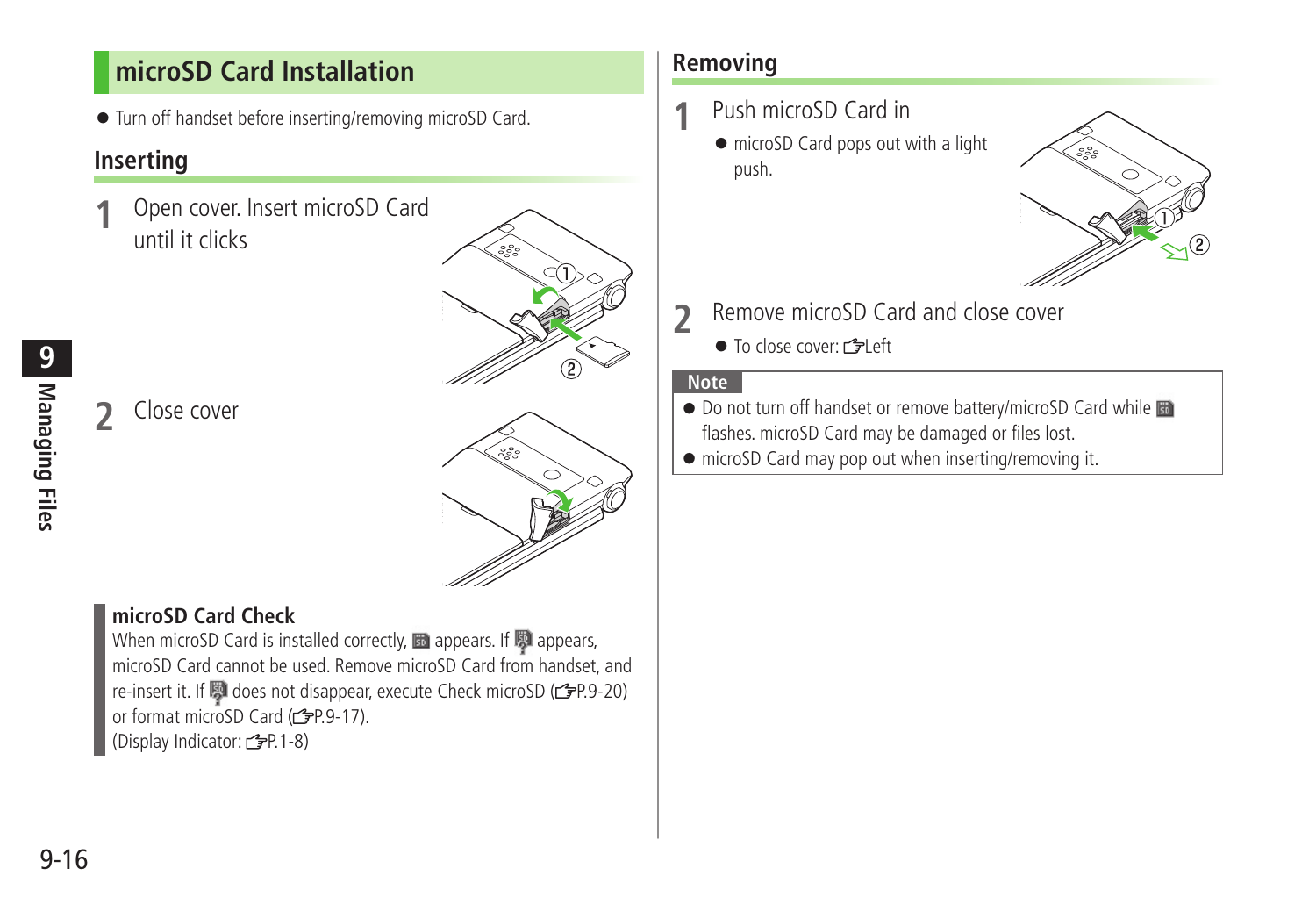## microSD Card Installation

- Turn off handset before inserting/removing microSD Card.

### Inserting

**1** Open cover. Insert microSD Card until it clicks

**2** Close cover

**microSD Card Check**

When microSD Card is installed correctly, [SD icon] appears. If [SD? icon] appears, microSD Card cannot be used. Remove microSD Card from handset, and re-insert it. If [SD? icon] does not disappear, execute Check microSD (☞P.9-20) or format microSD Card (☞P.9-17).
(Display Indicator: ☞P.1-8)

### Removing

**1** Push microSD Card in

- microSD Card pops out with a light push.

**2** Remove microSD Card and close cover

- To close cover: ☞Left

**Note**

- Do not turn off handset or remove battery/microSD Card while [SD icon] flashes. microSD Card may be damaged or files lost.
- microSD Card may pop out when inserting/removing it.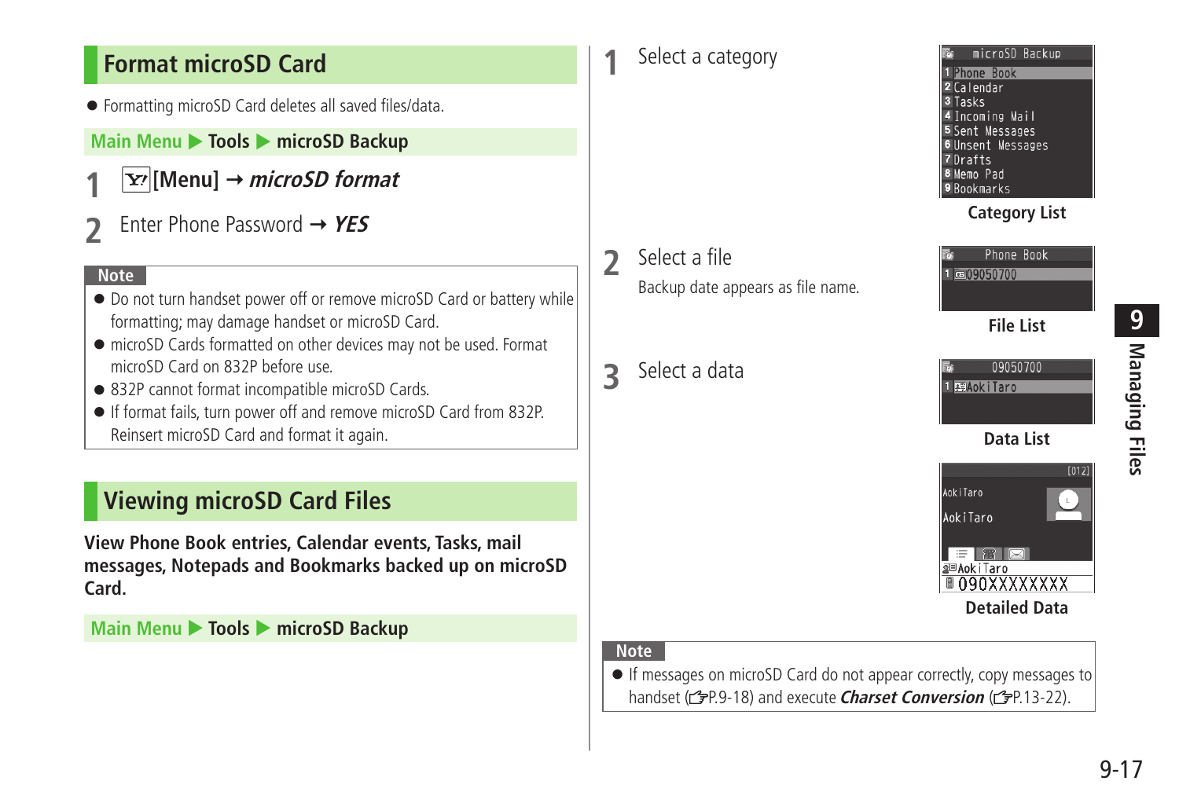## Format microSD Card

- Formatting microSD Card deletes all saved files/data.

**Main Menu ▶ Tools ▶ microSD Backup**

**1** [Menu] → ***microSD format***

**2** Enter Phone Password → ***YES***

**Note**

- Do not turn handset power off or remove microSD Card or battery while formatting; may damage handset or microSD Card.
- microSD Cards formatted on other devices may not be used. Format microSD Card on 832P before use.
- 832P cannot format incompatible microSD Cards.
- If format fails, turn power off and remove microSD Card from 832P. Reinsert microSD Card and format it again.

## Viewing microSD Card Files

**View Phone Book entries, Calendar events, Tasks, mail messages, Notepads and Bookmarks backed up on microSD Card.**

**Main Menu ▶ Tools ▶ microSD Backup**

**1** Select a category

microSD Backup
1 Phone Book
2 Calendar
3 Tasks
4 Incoming Mail
5 Sent Messages
6 Unsent Messages
7 Drafts
8 Memo Pad
9 Bookmarks

**Category List**

**2** Select a file

Backup date appears as file name.

Phone Book
1 09050700

**File List**

**3** Select a data

09050700
1 AokiTaro

**Data List**

[012]
AokiTaro
AokiTaro
AokiTaro
090XXXXXXXX

**Detailed Data**

**Note**

- If messages on microSD Card do not appear correctly, copy messages to handset (☞P.9-18) and execute ***Charset Conversion*** (☞P.13-22).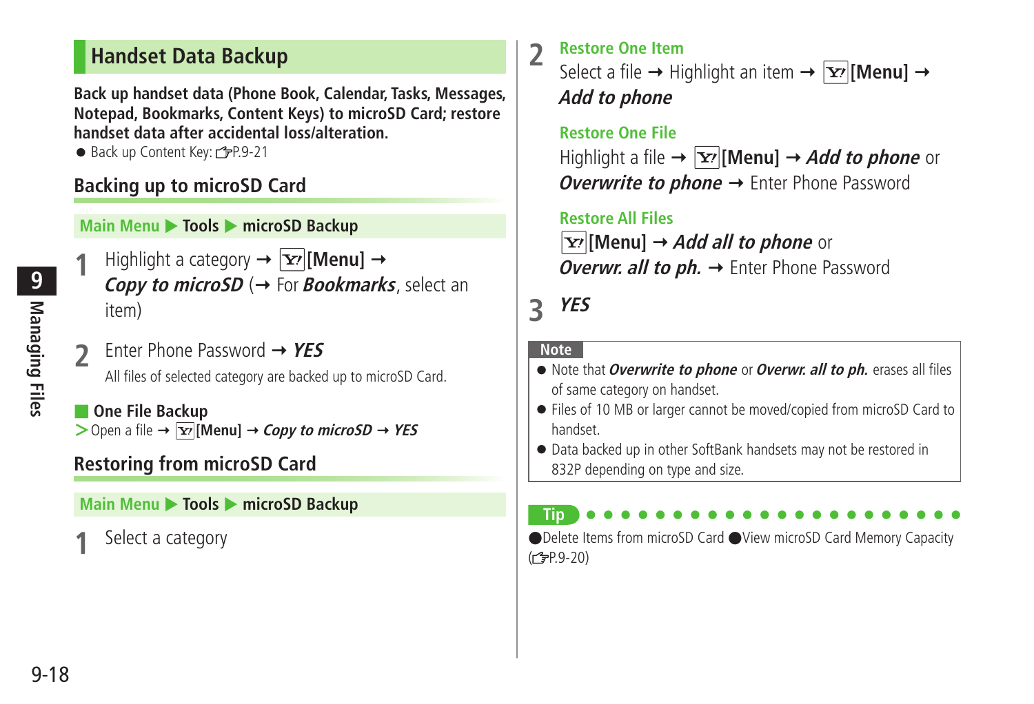## Handset Data Backup

**Back up handset data (Phone Book, Calendar, Tasks, Messages, Notepad, Bookmarks, Content Keys) to microSD Card; restore handset data after accidental loss/alteration.**

- Back up Content Key: ☞P.9-21

### Backing up to microSD Card

**Main Menu ▶ Tools ▶ microSD Backup**

1. Highlight a category → **[Menu]** → ***Copy to microSD*** (→ For ***Bookmarks***, select an item)

2. Enter Phone Password → ***YES***

   All files of selected category are backed up to microSD Card.

#### One File Backup

> Open a file → **[Menu]** → ***Copy to microSD*** → ***YES***

### Restoring from microSD Card

**Main Menu ▶ Tools ▶ microSD Backup**

1. Select a category

2. **Restore One Item**

   Select a file → Highlight an item → **[Menu]** → ***Add to phone***

   **Restore One File**

   Highlight a file → **[Menu]** → ***Add to phone*** or ***Overwrite to phone*** → Enter Phone Password

   **Restore All Files**

   **[Menu]** → ***Add all to phone*** or ***Overwr. all to ph.*** → Enter Phone Password

3. ***YES***

**Note**

- Note that ***Overwrite to phone*** or ***Overwr. all to ph.*** erases all files of same category on handset.
- Files of 10 MB or larger cannot be moved/copied from microSD Card to handset.
- Data backed up in other SoftBank handsets may not be restored in 832P depending on type and size.

**Tip**

●Delete Items from microSD Card ●View microSD Card Memory Capacity (☞P.9-20)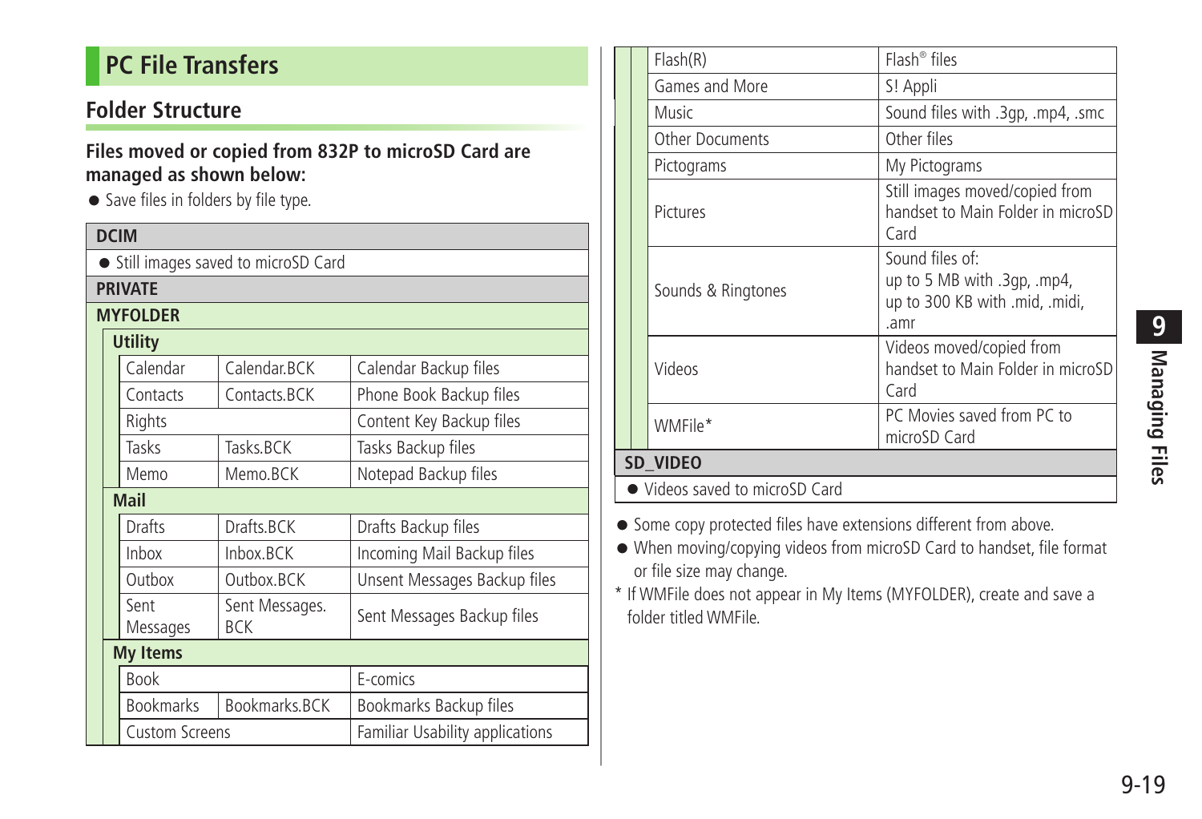## PC File Transfers

### Folder Structure

**Files moved or copied from 832P to microSD Card are managed as shown below:**

- Save files in folders by file type.

| DCIM | | |
|---|---|---|
| ● Still images saved to microSD Card | | |
| **PRIVATE** | | |
| **MYFOLDER** | | |
| **Utility** | | |
| Calendar | Calendar.BCK | Calendar Backup files |
| Contacts | Contacts.BCK | Phone Book Backup files |
| Rights | | Content Key Backup files |
| Tasks | Tasks.BCK | Tasks Backup files |
| Memo | Memo.BCK | Notepad Backup files |
| **Mail** | | |
| Drafts | Drafts.BCK | Drafts Backup files |
| Inbox | Inbox.BCK | Incoming Mail Backup files |
| Outbox | Outbox.BCK | Unsent Messages Backup files |
| Sent Messages | Sent Messages.BCK | Sent Messages Backup files |
| **My Items** | | |
| Book | | E-comics |
| Bookmarks | Bookmarks.BCK | Bookmarks Backup files |
| Custom Screens | | Familiar Usability applications |
| Flash(R) | | Flash® files |
| Games and More | | S! Appli |
| Music | | Sound files with .3gp, .mp4, .smc |
| Other Documents | | Other files |
| Pictograms | | My Pictograms |
| Pictures | | Still images moved/copied from handset to Main Folder in microSD Card |
| Sounds & Ringtones | | Sound files of: up to 5 MB with .3gp, .mp4, up to 300 KB with .mid, .midi, .amr |
| Videos | | Videos moved/copied from handset to Main Folder in microSD Card |
| WMFile* | | PC Movies saved from PC to microSD Card |
| **SD_VIDEO** | | |
| ● Videos saved to microSD Card | | |

- Some copy protected files have extensions different from above.
- When moving/copying videos from microSD Card to handset, file format or file size may change.

\* If WMFile does not appear in My Items (MYFOLDER), create and save a folder titled WMFile.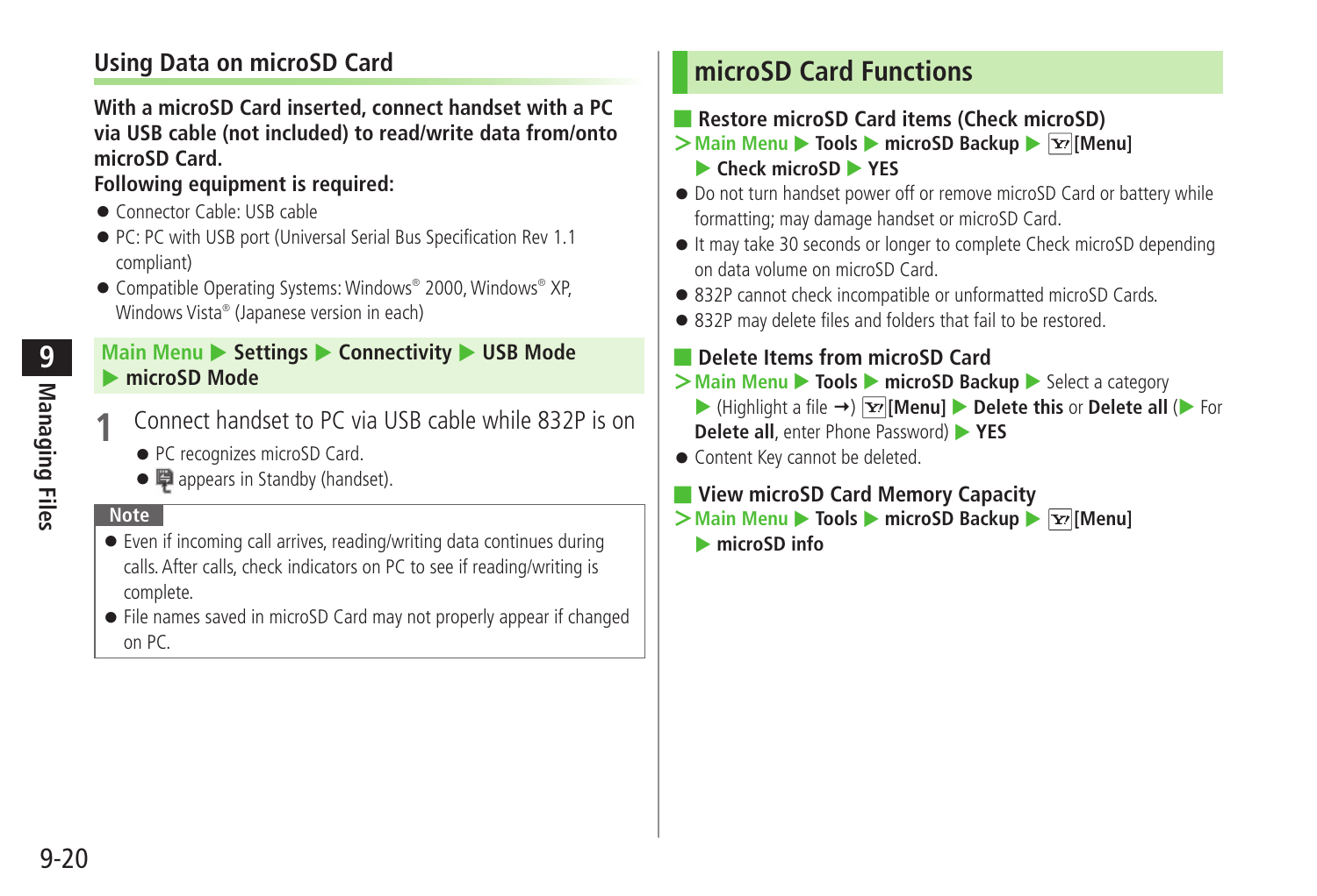## Using Data on microSD Card

**With a microSD Card inserted, connect handset with a PC via USB cable (not included) to read/write data from/onto microSD Card.**

**Following equipment is required:**

- Connector Cable: USB cable
- PC: PC with USB port (Universal Serial Bus Specification Rev 1.1 compliant)
- Compatible Operating Systems: Windows® 2000, Windows® XP, Windows Vista® (Japanese version in each)

Main Menu ▶ **Settings** ▶ **Connectivity** ▶ **USB Mode** ▶ **microSD Mode**

**1** Connect handset to PC via USB cable while 832P is on

- PC recognizes microSD Card.
- appears in Standby (handset).

**Note**

- Even if incoming call arrives, reading/writing data continues during calls. After calls, check indicators on PC to see if reading/writing is complete.
- File names saved in microSD Card may not properly appear if changed on PC.

# microSD Card Functions

### Restore microSD Card items (Check microSD)

> Main Menu ▶ **Tools** ▶ **microSD Backup** ▶ **[Menu]** ▶ **Check microSD** ▶ **YES**

- Do not turn handset power off or remove microSD Card or battery while formatting; may damage handset or microSD Card.
- It may take 30 seconds or longer to complete Check microSD depending on data volume on microSD Card.
- 832P cannot check incompatible or unformatted microSD Cards.
- 832P may delete files and folders that fail to be restored.

### Delete Items from microSD Card

> Main Menu ▶ **Tools** ▶ **microSD Backup** ▶ Select a category ▶ (Highlight a file →) **[Menu]** ▶ **Delete this** or **Delete all** (▶ For **Delete all**, enter Phone Password) ▶ **YES**

- Content Key cannot be deleted.

### View microSD Card Memory Capacity

> Main Menu ▶ **Tools** ▶ **microSD Backup** ▶ **[Menu]** ▶ **microSD info**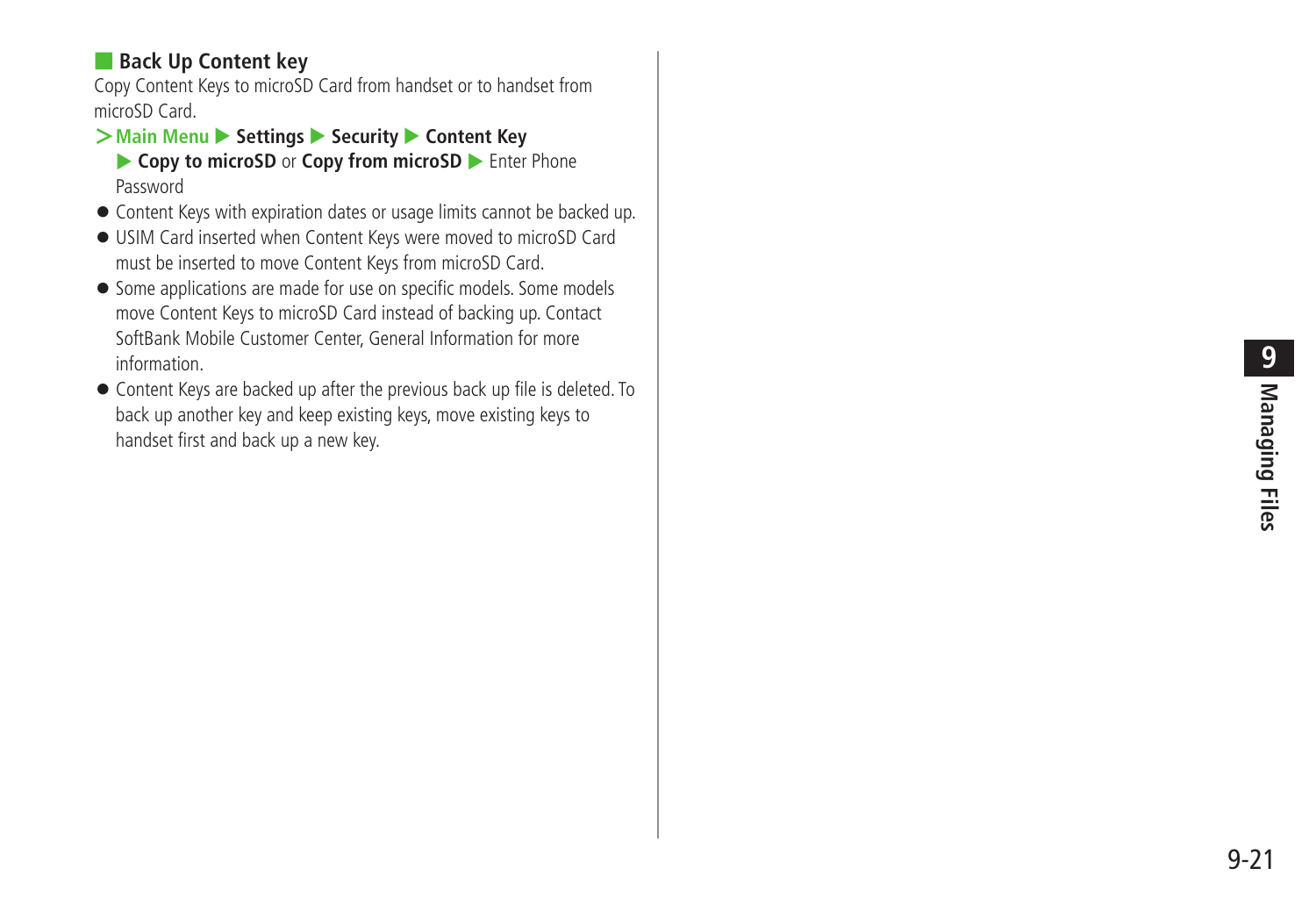## Back Up Content key

Copy Content Keys to microSD Card from handset or to handset from microSD Card.

> **Main Menu** ▶ **Settings** ▶ **Security** ▶ **Content Key** ▶ **Copy to microSD** or **Copy from microSD** ▶ Enter Phone Password

- Content Keys with expiration dates or usage limits cannot be backed up.
- USIM Card inserted when Content Keys were moved to microSD Card must be inserted to move Content Keys from microSD Card.
- Some applications are made for use on specific models. Some models move Content Keys to microSD Card instead of backing up. Contact SoftBank Mobile Customer Center, General Information for more information.
- Content Keys are backed up after the previous back up file is deleted. To back up another key and keep existing keys, move existing keys to handset first and back up a new key.